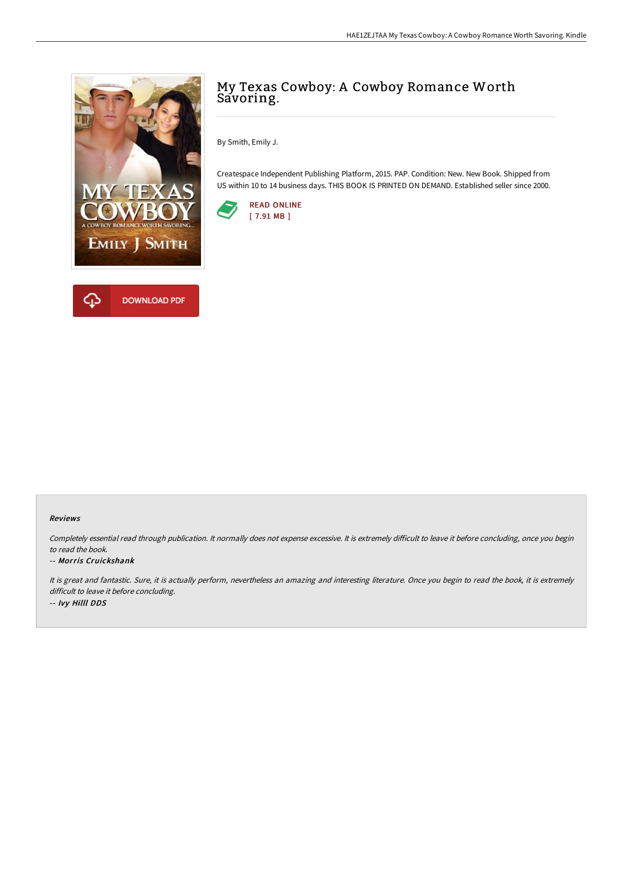# My Texas Cowboy: A Cowboy Romance Worth Savoring.

By Smith, Emily J.

Createspace Independent Publishing Platform, 2015. PAP. Condition: New. New Book. Shipped from US within 10 to 14 business days. THIS BOOK IS PRINTED ON DEMAND. Established seller since 2000.

READ ONLINE
[ 7.91 MB ]

DOWNLOAD PDF

### Reviews

*Completely essential read through publication. It normally does not expense excessive. It is extremely difficult to leave it before concluding, once you begin to read the book.*

*-- **Morris Cruickshank***

*It is great and fantastic. Sure, it is actually perform, nevertheless an amazing and interesting literature. Once you begin to read the book, it is extremely difficult to leave it before concluding.*

*-- **Ivy Hilll DDS***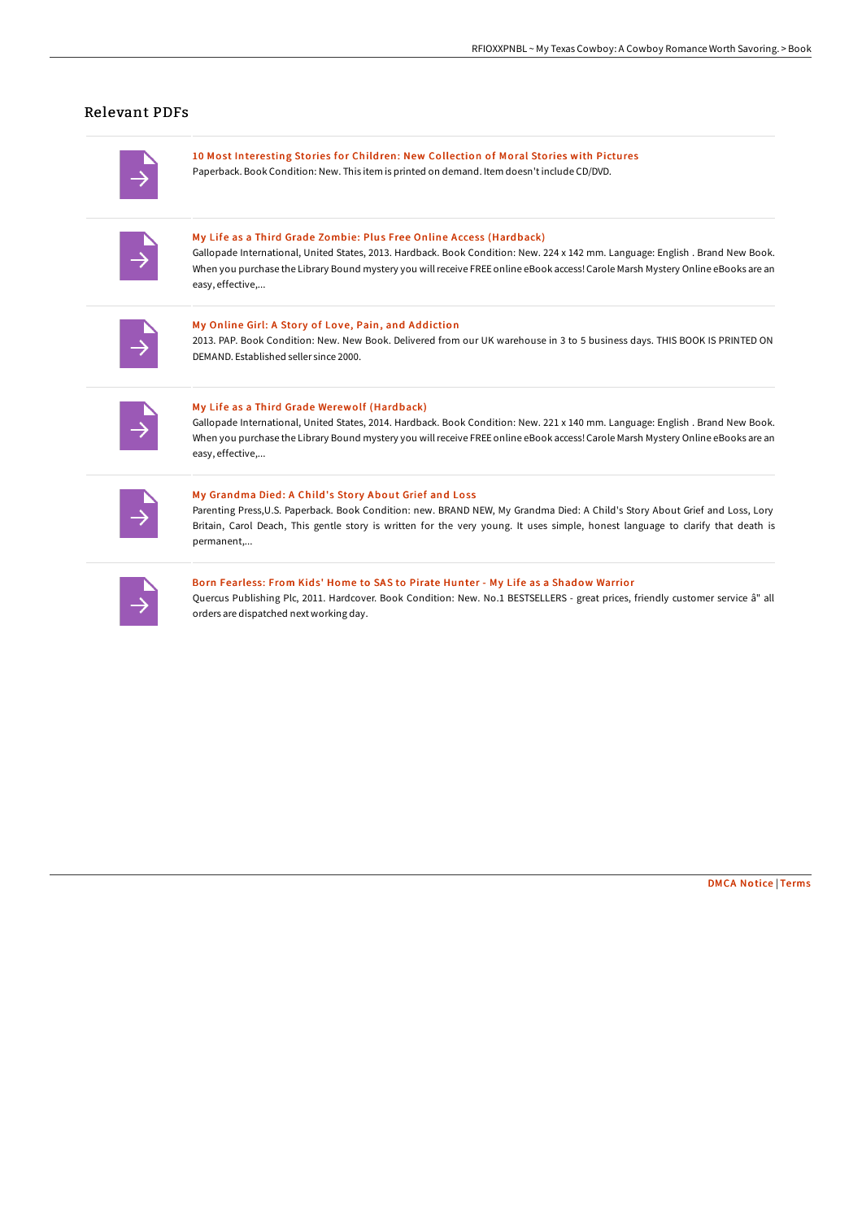## Relevant PDFs

**10 Most Interesting Stories for Children: New Collection of Moral Stories with Pictures**

Paperback. Book Condition: New. This item is printed on demand. Item doesn't include CD/DVD.

**My Life as a Third Grade Zombie: Plus Free Online Access (Hardback)**

Gallopade International, United States, 2013. Hardback. Book Condition: New. 224 x 142 mm. Language: English . Brand New Book. When you purchase the Library Bound mystery you will receive FREE online eBook access! Carole Marsh Mystery Online eBooks are an easy, effective,...

**My Online Girl: A Story of Love, Pain, and Addiction**

2013. PAP. Book Condition: New. New Book. Delivered from our UK warehouse in 3 to 5 business days. THIS BOOK IS PRINTED ON DEMAND. Established seller since 2000.

**My Life as a Third Grade Werewolf (Hardback)**

Gallopade International, United States, 2014. Hardback. Book Condition: New. 221 x 140 mm. Language: English . Brand New Book. When you purchase the Library Bound mystery you will receive FREE online eBook access! Carole Marsh Mystery Online eBooks are an easy, effective,...

**My Grandma Died: A Child's Story About Grief and Loss**

Parenting Press,U.S. Paperback. Book Condition: new. BRAND NEW, My Grandma Died: A Child's Story About Grief and Loss, Lory Britain, Carol Deach, This gentle story is written for the very young. It uses simple, honest language to clarify that death is permanent,...

**Born Fearless: From Kids' Home to SAS to Pirate Hunter - My Life as a Shadow Warrior**

Quercus Publishing Plc, 2011. Hardcover. Book Condition: New. No.1 BESTSELLERS - great prices, friendly customer service â" all orders are dispatched next working day.